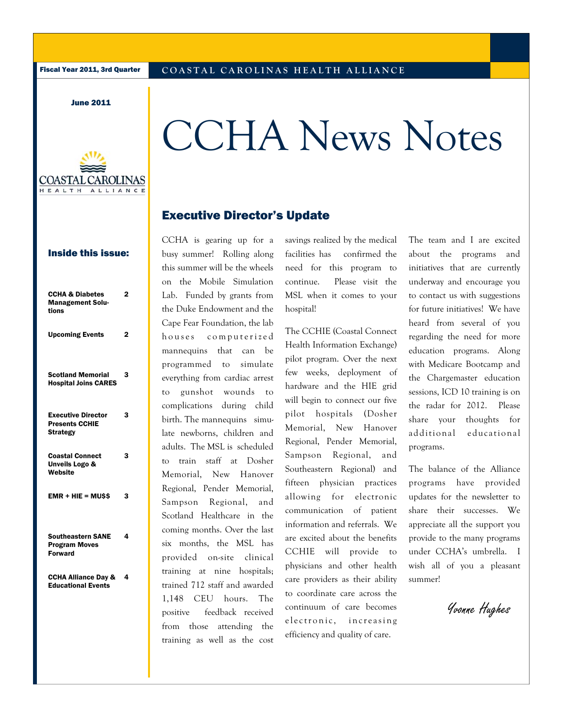Fiscal Year 2011, 3rd Quarter

COASTAL CAROLINAS HEALTH ALLIANCE

June 2011

# CCHA News Notes

**Inside this issue:**

| | |
|---|---|
| CCHA & Diabetes Management Solutions | 2 |
| Upcoming Events | 2 |
| Scotland Memorial Hospital Joins CARES | 3 |
| Executive Director Presents CCHIE Strategy | 3 |
| Coastal Connect Unveils Logo & Website | 3 |
| EMR + HIE = MU$$ | 3 |
| Southeastern SANE Program Moves Forward | 4 |
| CCHA Alliance Day & Educational Events | 4 |

## Executive Director's Update

CCHA is gearing up for a busy summer! Rolling along this summer will be the wheels on the Mobile Simulation Lab. Funded by grants from the Duke Endowment and the Cape Fear Foundation, the lab houses computerized mannequins that can be programmed to simulate everything from cardiac arrest to gunshot wounds to complications during child birth. The mannequins simulate newborns, children and adults. The MSL is scheduled to train staff at Dosher Memorial, New Hanover Regional, Pender Memorial, Sampson Regional, and Scotland Healthcare in the coming months. Over the last six months, the MSL has provided on-site clinical training at nine hospitals; trained 712 staff and awarded 1,148 CEU hours. The positive feedback received from those attending the training as well as the cost savings realized by the medical facilities has confirmed the need for this program to continue. Please visit the MSL when it comes to your hospital!

The CCHIE (Coastal Connect Health Information Exchange) pilot program. Over the next few weeks, deployment of hardware and the HIE grid will begin to connect our five pilot hospitals (Dosher Memorial, New Hanover Regional, Pender Memorial, Sampson Regional, and Southeastern Regional) and fifteen physician practices allowing for electronic communication of patient information and referrals. We are excited about the benefits CCHIE will provide to physicians and other health care providers as their ability to coordinate care across the continuum of care becomes electronic, increasing efficiency and quality of care.

The team and I are excited about the programs and initiatives that are currently underway and encourage you to contact us with suggestions for future initiatives! We have heard from several of you regarding the need for more education programs. Along with Medicare Bootcamp and the Chargemaster education sessions, ICD 10 training is on the radar for 2012. Please share your thoughts for additional educational programs.

The balance of the Alliance programs have provided updates for the newsletter to share their successes. We appreciate all the support you provide to the many programs under CCHA's umbrella. I wish all of you a pleasant summer!

*Yvonne Hughes*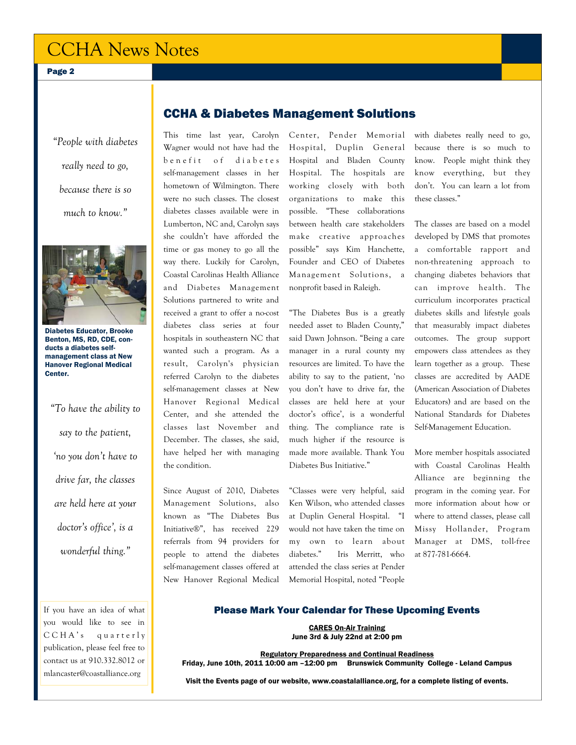## CCHA & Diabetes Management Solutions

*"People with diabetes really need to go, because there is so much to know."*

Diabetes Educator, Brooke Benton, MS, RD, CDE, conducts a diabetes self-management class at New Hanover Regional Medical Center.

*"To have the ability to say to the patient, 'no you don't have to drive far, the classes are held here at your doctor's office', is a wonderful thing."*

This time last year, Carolyn Wagner would not have had the benefit of diabetes self-management classes in her hometown of Wilmington. There were no such classes. The closest diabetes classes available were in Lumberton, NC and, Carolyn says she couldn't have afforded the time or gas money to go all the way there. Luckily for Carolyn, Coastal Carolinas Health Alliance and Diabetes Management Solutions partnered to write and received a grant to offer a no-cost diabetes class series at four hospitals in southeastern NC that wanted such a program. As a result, Carolyn's physician referred Carolyn to the diabetes self-management classes at New Hanover Regional Medical Center, and she attended the classes last November and December. The classes, she said, have helped her with managing the condition.

Since August of 2010, Diabetes Management Solutions, also known as "The Diabetes Bus Initiative®", has received 229 referrals from 94 providers for people to attend the diabetes self-management classes offered at New Hanover Regional Medical Center, Pender Memorial Hospital, Duplin General Hospital and Bladen County Hospital. The hospitals are working closely with both organizations to make this possible. "These collaborations between health care stakeholders make creative approaches possible" says Kim Hanchette, Founder and CEO of Diabetes Management Solutions, a nonprofit based in Raleigh.

"The Diabetes Bus is a greatly needed asset to Bladen County," said Dawn Johnson. "Being a care manager in a rural county my resources are limited. To have the ability to say to the patient, 'no you don't have to drive far, the classes are held here at your doctor's office', is a wonderful thing. The compliance rate is much higher if the resource is made more available. Thank You Diabetes Bus Initiative."

"Classes were very helpful, said Ken Wilson, who attended classes at Duplin General Hospital. "I would not have taken the time on my own to learn about diabetes." Iris Merritt, who attended the class series at Pender Memorial Hospital, noted "People with diabetes really need to go, because there is so much to know. People might think they know everything, but they don't. You can learn a lot from these classes."

The classes are based on a model developed by DMS that promotes a comfortable rapport and non-threatening approach to changing diabetes behaviors that can improve health. The curriculum incorporates practical diabetes skills and lifestyle goals that measurably impact diabetes outcomes. The group support empowers class attendees as they learn together as a group. These classes are accredited by AADE (American Association of Diabetes Educators) and are based on the National Standards for Diabetes Self-Management Education.

More member hospitals associated with Coastal Carolinas Health Alliance are beginning the program in the coming year. For more information about how or where to attend classes, please call Missy Hollander, Program Manager at DMS, toll-free at 877-781-6664.

If you have an idea of what you would like to see in CCHA's quarterly publication, please feel free to contact us at 910.332.8012 or mlancaster@coastalliance.org

### Please Mark Your Calendar for These Upcoming Events

**CARES On-Air Training**
**June 3rd & July 22nd at 2:00 pm**

**Regulatory Preparedness and Continual Readiness**
**Friday, June 10th, 2011 10:00 am –12:00 pm Brunswick Community College - Leland Campus**

**Visit the Events page of our website, www.coastalalliance.org, for a complete listing of events.**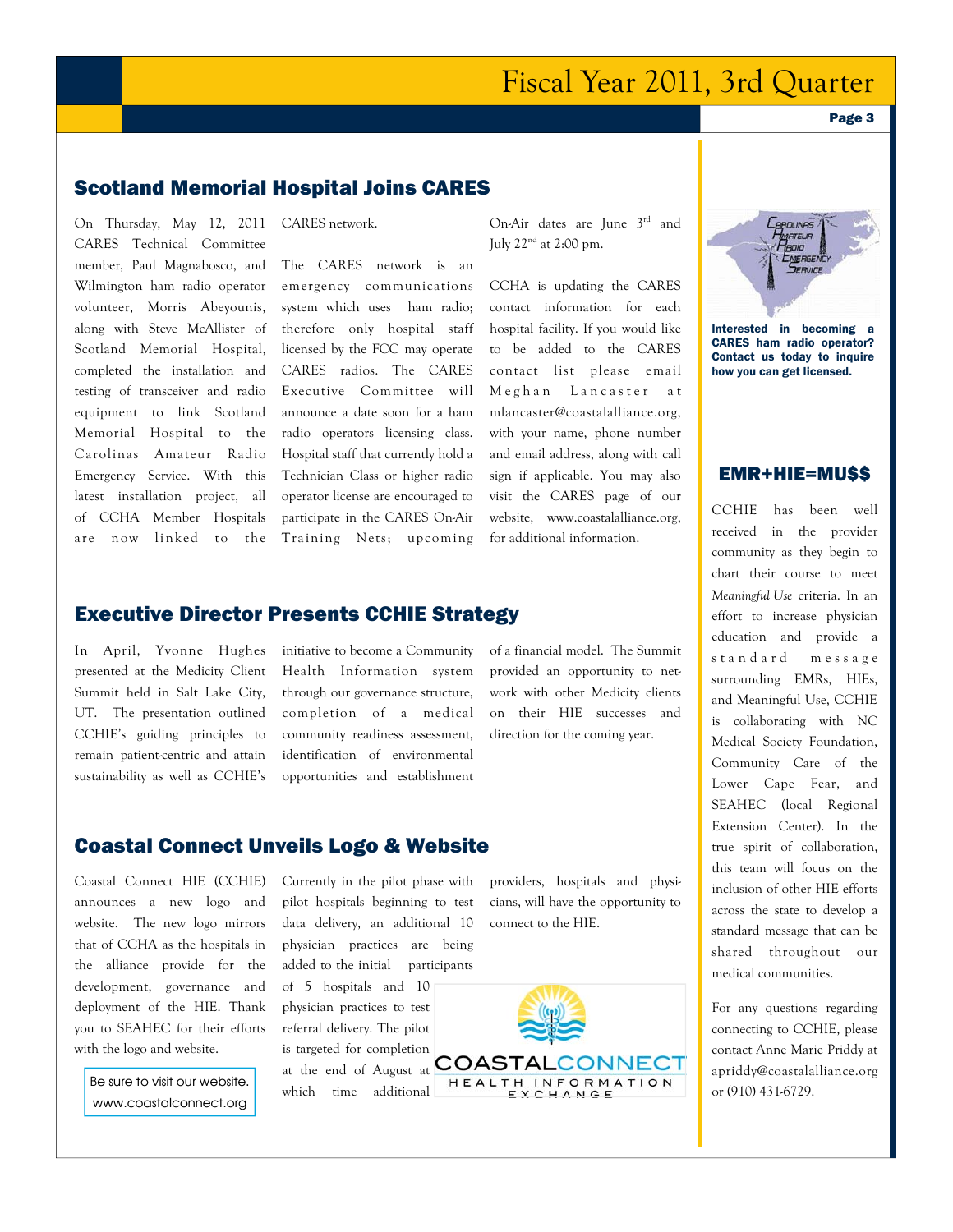## Scotland Memorial Hospital Joins CARES

On Thursday, May 12, 2011 CARES Technical Committee member, Paul Magnabosco, and Wilmington ham radio operator volunteer, Morris Abeyounis, along with Steve McAllister of Scotland Memorial Hospital, completed the installation and testing of transceiver and radio equipment to link Scotland Memorial Hospital to the Carolinas Amateur Radio Emergency Service. With this latest installation project, all of CCHA Member Hospitals are now linked to the CARES network.

The CARES network is an emergency communications system which uses ham radio; therefore only hospital staff licensed by the FCC may operate CARES radios. The CARES Executive Committee will announce a date soon for a ham radio operators licensing class. Hospital staff that currently hold a Technician Class or higher radio operator license are encouraged to participate in the CARES On-Air Training Nets; upcoming On-Air dates are June 3rd and July 22nd at 2:00 pm.

CCHA is updating the CARES contact information for each hospital facility. If you would like to be added to the CARES contact list please email Meghan Lancaster at mlancaster@coastalalliance.org, with your name, phone number and email address, along with call sign if applicable. You may also visit the CARES page of our website, www.coastalalliance.org, for additional information.

**Interested in becoming a CARES ham radio operator? Contact us today to inquire how you can get licensed.**

## Executive Director Presents CCHIE Strategy

In April, Yvonne Hughes presented at the Medicity Client Summit held in Salt Lake City, UT. The presentation outlined CCHIE's guiding principles to remain patient-centric and attain sustainability as well as CCHIE's initiative to become a Community Health Information system through our governance structure, completion of a medical community readiness assessment, identification of environmental opportunities and establishment of a financial model. The Summit provided an opportunity to network with other Medicity clients on their HIE successes and direction for the coming year.

## Coastal Connect Unveils Logo & Website

Coastal Connect HIE (CCHIE) announces a new logo and website. The new logo mirrors that of CCHA as the hospitals in the alliance provide for the development, governance and deployment of the HIE. Thank you to SEAHEC for their efforts with the logo and website.

Be sure to visit our website. www.coastalconnect.org

Currently in the pilot phase with pilot hospitals beginning to test data delivery, an additional 10 physician practices are being added to the initial participants of 5 hospitals and 10 physician practices to test referral delivery. The pilot is targeted for completion at the end of August at which time additional providers, hospitals and physicians, will have the opportunity to connect to the HIE.

## EMR+HIE=MU$$

CCHIE has been well received in the provider community as they begin to chart their course to meet *Meaningful Use* criteria. In an effort to increase physician education and provide a standard message surrounding EMRs, HIEs, and Meaningful Use, CCHIE is collaborating with NC Medical Society Foundation, Community Care of the Lower Cape Fear, and SEAHEC (local Regional Extension Center). In the true spirit of collaboration, this team will focus on the inclusion of other HIE efforts across the state to develop a standard message that can be shared throughout our medical communities.

For any questions regarding connecting to CCHIE, please contact Anne Marie Priddy at apriddy@coastalalliance.org or (910) 431-6729.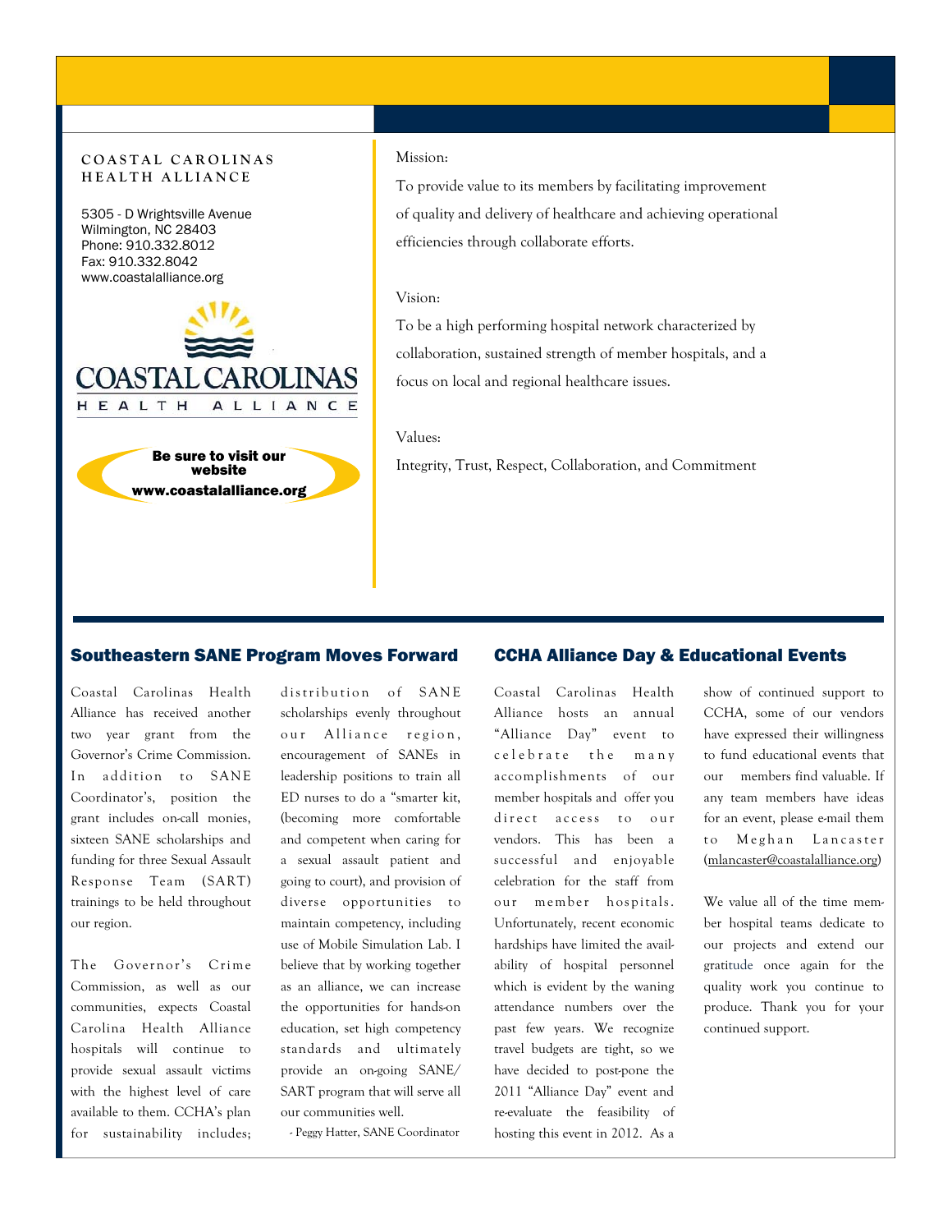**COASTAL CAROLINAS HEALTH ALLIANCE**

5305 - D Wrightsville Avenue
Wilmington, NC 28403
Phone: 910.332.8012
Fax: 910.332.8042
www.coastalalliance.org

COASTAL CAROLINAS
HEALTH ALLIANCE

**Be sure to visit our website**
**www.coastalalliance.org**

Mission:

To provide value to its members by facilitating improvement of quality and delivery of healthcare and achieving operational efficiencies through collaborate efforts.

Vision:

To be a high performing hospital network characterized by collaboration, sustained strength of member hospitals, and a focus on local and regional healthcare issues.

Values:

Integrity, Trust, Respect, Collaboration, and Commitment

## Southeastern SANE Program Moves Forward

Coastal Carolinas Health Alliance has received another two year grant from the Governor's Crime Commission. In addition to SANE Coordinator's, position the grant includes on-call monies, sixteen SANE scholarships and funding for three Sexual Assault Response Team (SART) trainings to be held throughout our region.

The Governor's Crime Commission, as well as our communities, expects Coastal Carolina Health Alliance hospitals will continue to provide sexual assault victims with the highest level of care available to them. CCHA's plan for sustainability includes; distribution of SANE scholarships evenly throughout our Alliance region, encouragement of SANEs in leadership positions to train all ED nurses to do a "smarter kit, (becoming more comfortable and competent when caring for a sexual assault patient and going to court), and provision of diverse opportunities to maintain competency, including use of Mobile Simulation Lab. I believe that by working together as an alliance, we can increase the opportunities for hands-on education, set high competency standards and ultimately provide an on-going SANE/ SART program that will serve all our communities well.

- Peggy Hatter, SANE Coordinator

## CCHA Alliance Day & Educational Events

Coastal Carolinas Health Alliance hosts an annual "Alliance Day" event to celebrate the many accomplishments of our member hospitals and offer you direct access to our vendors. This has been a successful and enjoyable celebration for the staff from our member hospitals. Unfortunately, recent economic hardships have limited the availability of hospital personnel which is evident by the waning attendance numbers over the past few years. We recognize travel budgets are tight, so we have decided to post-pone the 2011 "Alliance Day" event and re-evaluate the feasibility of hosting this event in 2012. As a show of continued support to CCHA, some of our vendors have expressed their willingness to fund educational events that our members find valuable. If any team members have ideas for an event, please e-mail them to Meghan Lancaster (mlancaster@coastalalliance.org)

We value all of the time member hospital teams dedicate to our projects and extend our gratitude once again for the quality work you continue to produce. Thank you for your continued support.